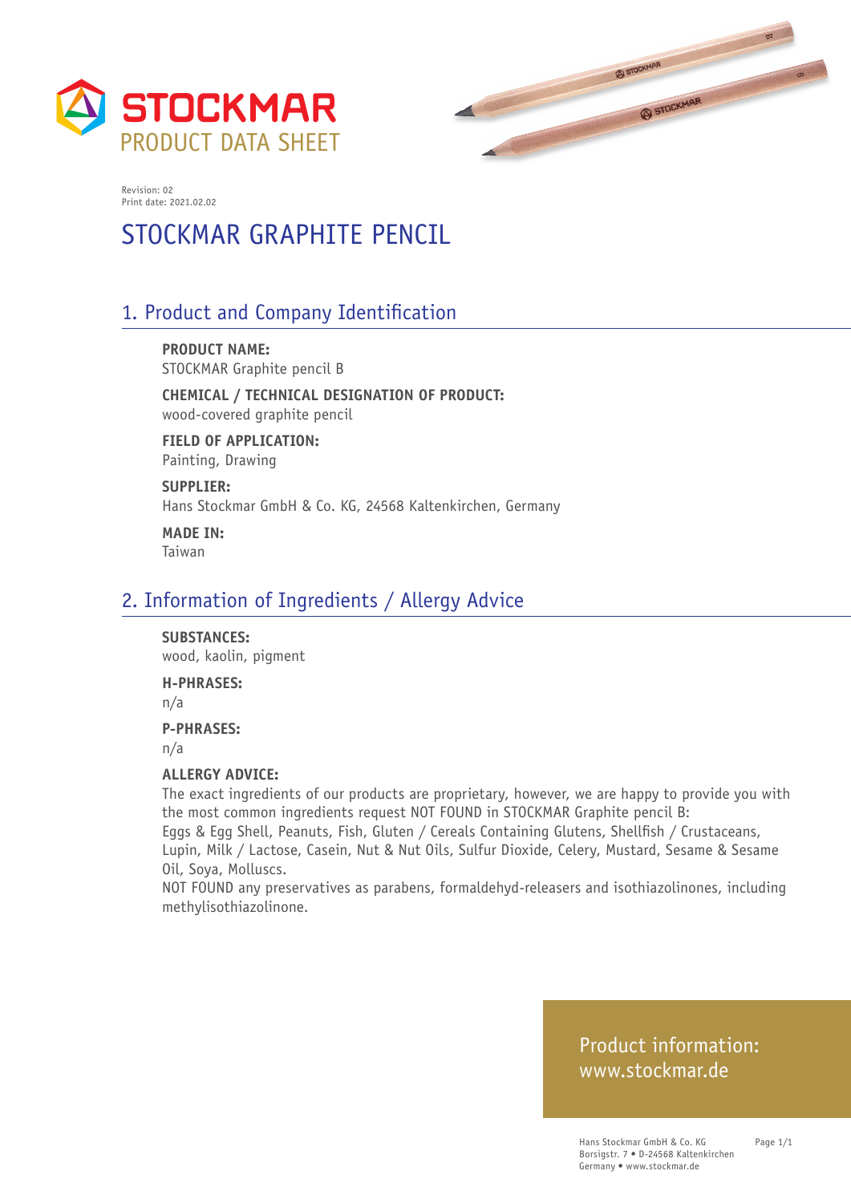**STOCKMAR**
PRODUCT DATA SHEET

Revision: 02
Print date: 2021.02.02

# STOCKMAR GRAPHITE PENCIL

## 1. Product and Company Identification

**PRODUCT NAME:**
STOCKMAR Graphite pencil B

**CHEMICAL / TECHNICAL DESIGNATION OF PRODUCT:**
wood-covered graphite pencil

**FIELD OF APPLICATION:**
Painting, Drawing

**SUPPLIER:**
Hans Stockmar GmbH & Co. KG, 24568 Kaltenkirchen, Germany

**MADE IN:**
Taiwan

## 2. Information of Ingredients / Allergy Advice

**SUBSTANCES:**
wood, kaolin, pigment

**H-PHRASES:**
n/a

**P-PHRASES:**
n/a

**ALLERGY ADVICE:**
The exact ingredients of our products are proprietary, however, we are happy to provide you with the most common ingredients request NOT FOUND in STOCKMAR Graphite pencil B:
Eggs & Egg Shell, Peanuts, Fish, Gluten / Cereals Containing Glutens, Shellfish / Crustaceans, Lupin, Milk / Lactose, Casein, Nut & Nut Oils, Sulfur Dioxide, Celery, Mustard, Sesame & Sesame Oil, Soya, Molluscs.
NOT FOUND any preservatives as parabens, formaldehyd-releasers and isothiazolinones, including methylisothiazolinone.

Product information:
www.stockmar.de

Hans Stockmar GmbH & Co. KG
Borsigstr. 7 • D-24568 Kaltenkirchen
Germany • www.stockmar.de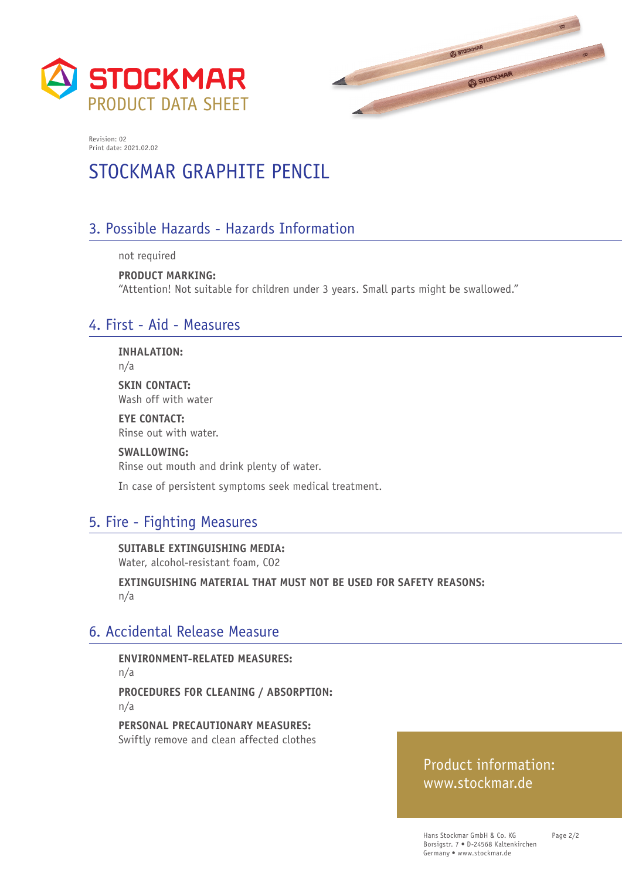STOCKMAR
PRODUCT DATA SHEET

Revision: 02
Print date: 2021.02.02

# STOCKMAR GRAPHITE PENCIL

## 3. Possible Hazards - Hazards Information

not required

**PRODUCT MARKING:**
"Attention! Not suitable for children under 3 years. Small parts might be swallowed."

## 4. First - Aid - Measures

**INHALATION:**
n/a

**SKIN CONTACT:**
Wash off with water

**EYE CONTACT:**
Rinse out with water.

**SWALLOWING:**
Rinse out mouth and drink plenty of water.

In case of persistent symptoms seek medical treatment.

## 5. Fire - Fighting Measures

**SUITABLE EXTINGUISHING MEDIA:**
Water, alcohol-resistant foam, $CO_2$

**EXTINGUISHING MATERIAL THAT MUST NOT BE USED FOR SAFETY REASONS:**
n/a

## 6. Accidental Release Measure

**ENVIRONMENT-RELATED MEASURES:**
n/a

**PROCEDURES FOR CLEANING / ABSORPTION:**
n/a

**PERSONAL PRECAUTIONARY MEASURES:**
Swiftly remove and clean affected clothes

Product information:
www.stockmar.de

Hans Stockmar GmbH & Co. KG
Borsigstr. 7 • D-24568 Kaltenkirchen
Germany • www.stockmar.de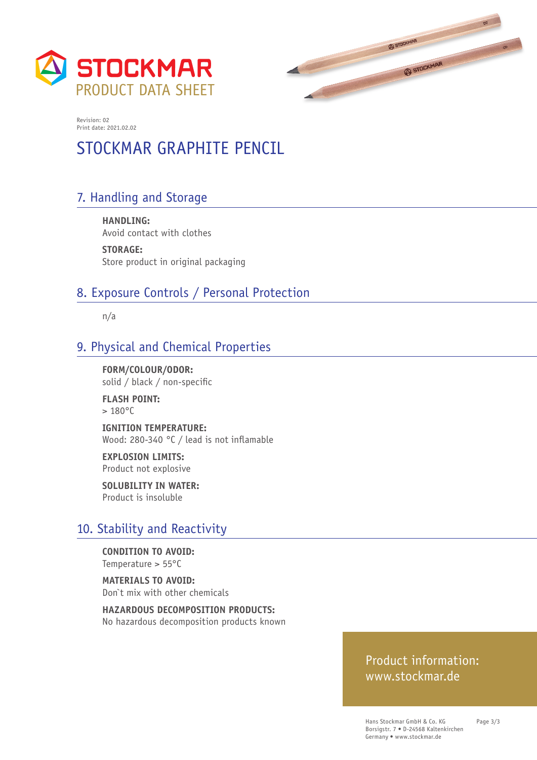**STOCKMAR**
PRODUCT DATA SHEET

Revision: 02
Print date: 2021.02.02

# STOCKMAR GRAPHITE PENCIL

## 7. Handling and Storage

**HANDLING:**
Avoid contact with clothes

**STORAGE:**
Store product in original packaging

## 8. Exposure Controls / Personal Protection

n/a

## 9. Physical and Chemical Properties

**FORM/COLOUR/ODOR:**
solid / black / non-specific

**FLASH POINT:**
> 180°C

**IGNITION TEMPERATURE:**
Wood: 280-340 °C / lead is not inflamable

**EXPLOSION LIMITS:**
Product not explosive

**SOLUBILITY IN WATER:**
Product is insoluble

## 10. Stability and Reactivity

**CONDITION TO AVOID:**
Temperature > 55°C

**MATERIALS TO AVOID:**
Don`t mix with other chemicals

**HAZARDOUS DECOMPOSITION PRODUCTS:**
No hazardous decomposition products known

Product information:
www.stockmar.de

Hans Stockmar GmbH & Co. KG
Borsigstr. 7 • D-24568 Kaltenkirchen
Germany • www.stockmar.de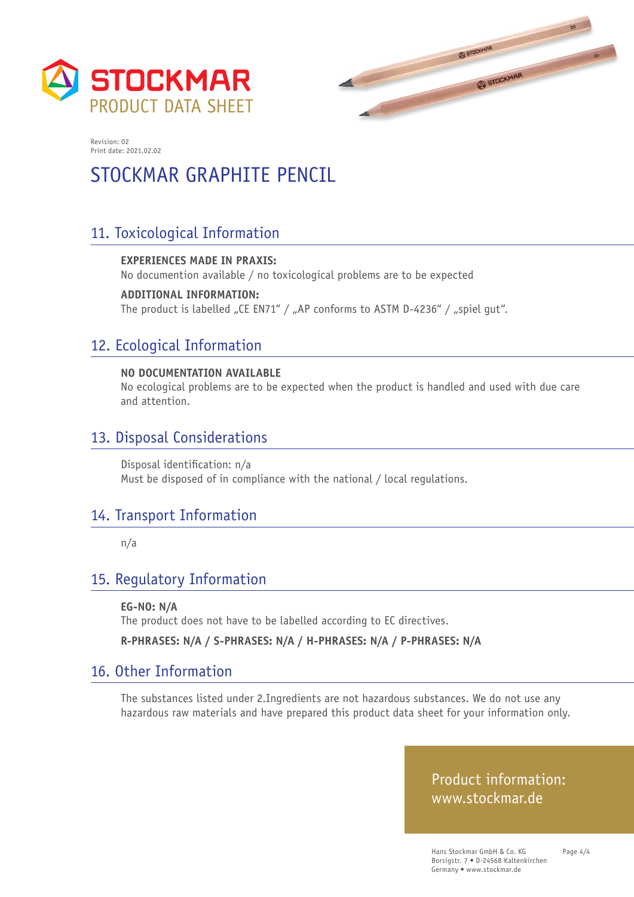STOCKMAR
PRODUCT DATA SHEET

Revision: 02
Print date: 2021.02.02

# STOCKMAR GRAPHITE PENCIL

## 11. Toxicological Information

**EXPERIENCES MADE IN PRAXIS:**
No documention available / no toxicological problems are to be expected

**ADDITIONAL INFORMATION:**
The product is labelled „CE EN71" / „AP conforms to ASTM D-4236" / „spiel gut".

## 12. Ecological Information

**NO DOCUMENTATION AVAILABLE**
No ecological problems are to be expected when the product is handled and used with due care and attention.

## 13. Disposal Considerations

Disposal identification: n/a
Must be disposed of in compliance with the national / local regulations.

## 14. Transport Information

n/a

## 15. Regulatory Information

**EG-NO: N/A**
The product does not have to be labelled according to EC directives.

**R-PHRASES: N/A / S-PHRASES: N/A / H-PHRASES: N/A / P-PHRASES: N/A**

## 16. Other Information

The substances listed under 2.Ingredients are not hazardous substances. We do not use any hazardous raw materials and have prepared this product data sheet for your information only.

Product information:
www.stockmar.de

Hans Stockmar GmbH & Co. KG
Borsigstr. 7 • D-24568 Kaltenkirchen
Germany • www.stockmar.de